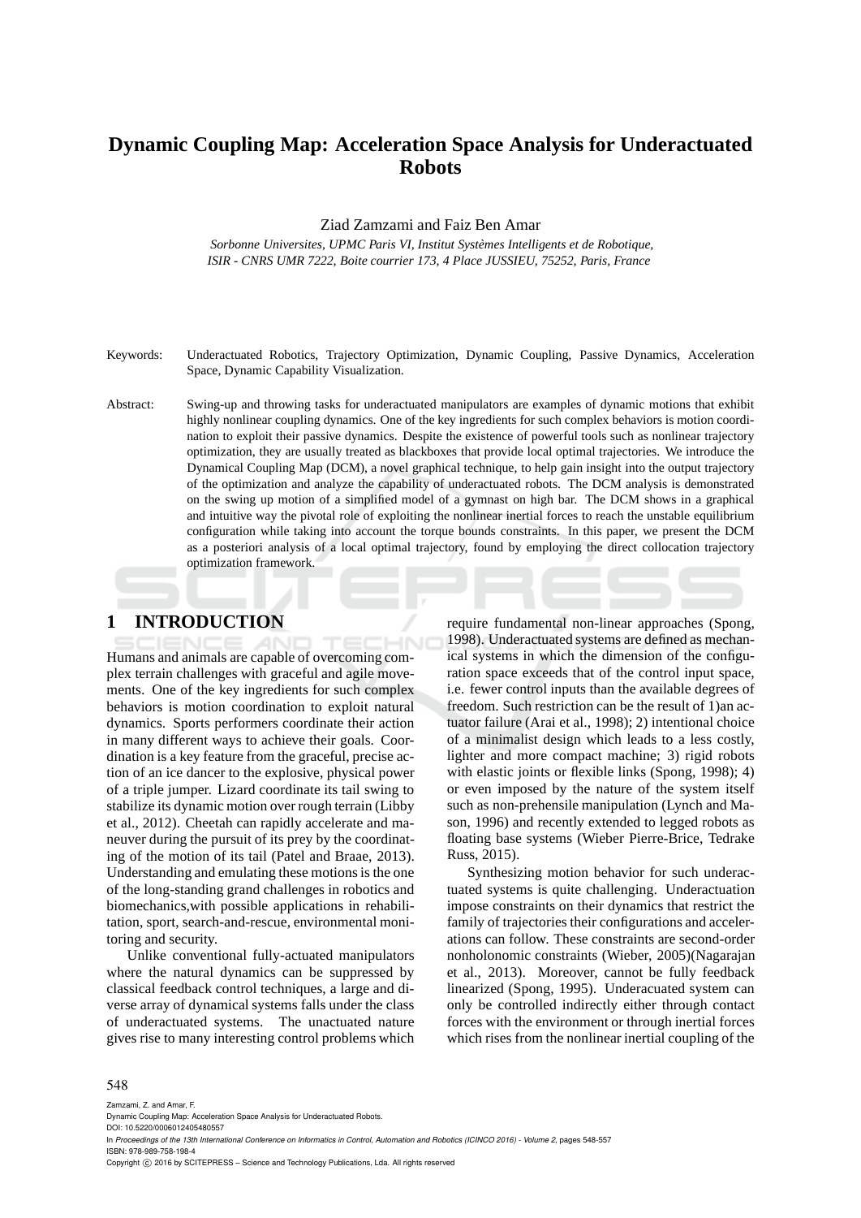# Dynamic Coupling Map: Acceleration Space Analysis for Underactuated Robots

Ziad Zamzami and Faiz Ben Amar

*Sorbonne Universites, UPMC Paris VI, Institut Systèmes Intelligents et de Robotique, ISIR - CNRS UMR 7222, Boite courrier 173, 4 Place JUSSIEU, 75252, Paris, France*

Keywords: Underactuated Robotics, Trajectory Optimization, Dynamic Coupling, Passive Dynamics, Acceleration Space, Dynamic Capability Visualization.

Abstract: Swing-up and throwing tasks for underactuated manipulators are examples of dynamic motions that exhibit highly nonlinear coupling dynamics. One of the key ingredients for such complex behaviors is motion coordination to exploit their passive dynamics. Despite the existence of powerful tools such as nonlinear trajectory optimization, they are usually treated as blackboxes that provide local optimal trajectories. We introduce the Dynamical Coupling Map (DCM), a novel graphical technique, to help gain insight into the output trajectory of the optimization and analyze the capability of underactuated robots. The DCM analysis is demonstrated on the swing up motion of a simplified model of a gymnast on high bar. The DCM shows in a graphical and intuitive way the pivotal role of exploiting the nonlinear inertial forces to reach the unstable equilibrium configuration while taking into account the torque bounds constraints. In this paper, we present the DCM as a posteriori analysis of a local optimal trajectory, found by employing the direct collocation trajectory optimization framework.

## 1 INTRODUCTION

Humans and animals are capable of overcoming complex terrain challenges with graceful and agile movements. One of the key ingredients for such complex behaviors is motion coordination to exploit natural dynamics. Sports performers coordinate their action in many different ways to achieve their goals. Coordination is a key feature from the graceful, precise action of an ice dancer to the explosive, physical power of a triple jumper. Lizard coordinate its tail swing to stabilize its dynamic motion over rough terrain (Libby et al., 2012). Cheetah can rapidly accelerate and maneuver during the pursuit of its prey by the coordinating of the motion of its tail (Patel and Braae, 2013). Understanding and emulating these motions is the one of the long-standing grand challenges in robotics and biomechanics,with possible applications in rehabilitation, sport, search-and-rescue, environmental monitoring and security.

Unlike conventional fully-actuated manipulators where the natural dynamics can be suppressed by classical feedback control techniques, a large and diverse array of dynamical systems falls under the class of underactuated systems. The unactuated nature gives rise to many interesting control problems which require fundamental non-linear approaches (Spong, 1998). Underactuated systems are defined as mechanical systems in which the dimension of the configuration space exceeds that of the control input space, i.e. fewer control inputs than the available degrees of freedom. Such restriction can be the result of 1)an actuator failure (Arai et al., 1998); 2) intentional choice of a minimalist design which leads to a less costly, lighter and more compact machine; 3) rigid robots with elastic joints or flexible links (Spong, 1998); 4) or even imposed by the nature of the system itself such as non-prehensile manipulation (Lynch and Mason, 1996) and recently extended to legged robots as floating base systems (Wieber Pierre-Brice, Tedrake Russ, 2015).

Synthesizing motion behavior for such underactuated systems is quite challenging. Underactuation impose constraints on their dynamics that restrict the family of trajectories their configurations and accelerations can follow. These constraints are second-order nonholonomic constraints (Wieber, 2005)(Nagarajan et al., 2013). Moreover, cannot be fully feedback linearized (Spong, 1995). Underacuated system can only be controlled indirectly either through contact forces with the environment or through inertial forces which rises from the nonlinear inertial coupling of the

Zamzami, Z. and Amar, F.
Dynamic Coupling Map: Acceleration Space Analysis for Underactuated Robots.
DOI: 10.5220/0006012405480557
In *Proceedings of the 13th International Conference on Informatics in Control, Automation and Robotics (ICINCO 2016) - Volume 2*, pages 548-557
ISBN: 978-989-758-198-4
Copyright © 2016 by SCITEPRESS – Science and Technology Publications, Lda. All rights reserved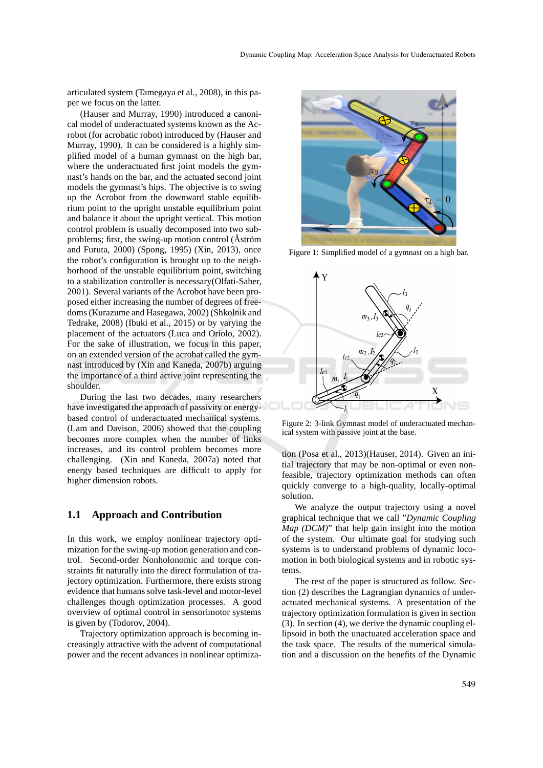articulated system (Tamegaya et al., 2008), in this paper we focus on the latter.

(Hauser and Murray, 1990) introduced a canonical model of underactuated systems known as the Acrobot (for acrobatic robot) introduced by (Hauser and Murray, 1990). It can be considered is a highly simplified model of a human gymnast on the high bar, where the underactuated first joint models the gymnast's hands on the bar, and the actuated second joint models the gymnast's hips. The objective is to swing up the Acrobot from the downward stable equilibrium point to the upright unstable equilibrium point and balance it about the upright vertical. This motion control problem is usually decomposed into two subproblems; first, the swing-up motion control (Åström and Furuta, 2000) (Spong, 1995) (Xin, 2013), once the robot's configuration is brought up to the neighborhood of the unstable equilibrium point, switching to a stabilization controller is necessary(Olfati-Saber, 2001). Several variants of the Acrobot have been proposed either increasing the number of degrees of freedoms (Kurazume and Hasegawa, 2002) (Shkolnik and Tedrake, 2008) (Ibuki et al., 2015) or by varying the placement of the actuators (Luca and Oriolo, 2002). For the sake of illustration, we focus in this paper, on an extended version of the acrobat called the gymnast introduced by (Xin and Kaneda, 2007b) arguing the importance of a third active joint representing the shoulder.

During the last two decades, many researchers have investigated the approach of passivity or energy-based control of underactuated mechanical systems. (Lam and Davison, 2006) showed that the coupling becomes more complex when the number of links increases, and its control problem becomes more challenging. (Xin and Kaneda, 2007a) noted that energy based techniques are difficult to apply for higher dimension robots.

Figure 1: Simplified model of a gymnast on a high bar.

Figure 2: 3-link Gymnast model of underactuated mechanical system with passive joint at the base.

## 1.1 Approach and Contribution

In this work, we employ nonlinear trajectory optimization for the swing-up motion generation and control. Second-order Nonholonomic and torque constraints fit naturally into the direct formulation of trajectory optimization. Furthermore, there exists strong evidence that humans solve task-level and motor-level challenges though optimization processes. A good overview of optimal control in sensorimotor systems is given by (Todorov, 2004).

Trajectory optimization approach is becoming increasingly attractive with the advent of computational power and the recent advances in nonlinear optimization (Posa et al., 2013)(Hauser, 2014). Given an initial trajectory that may be non-optimal or even non-feasible, trajectory optimization methods can often quickly converge to a high-quality, locally-optimal solution.

We analyze the output trajectory using a novel graphical technique that we call "*Dynamic Coupling Map (DCM)*" that help gain insight into the motion of the system. Our ultimate goal for studying such systems is to understand problems of dynamic locomotion in both biological systems and in robotic systems.

The rest of the paper is structured as follow. Section (2) describes the Lagrangian dynamics of underactuated mechanical systems. A presentation of the trajectory optimization formulation is given in section (3). In section (4), we derive the dynamic coupling ellipsoid in both the unactuated acceleration space and the task space. The results of the numerical simulation and a discussion on the benefits of the Dynamic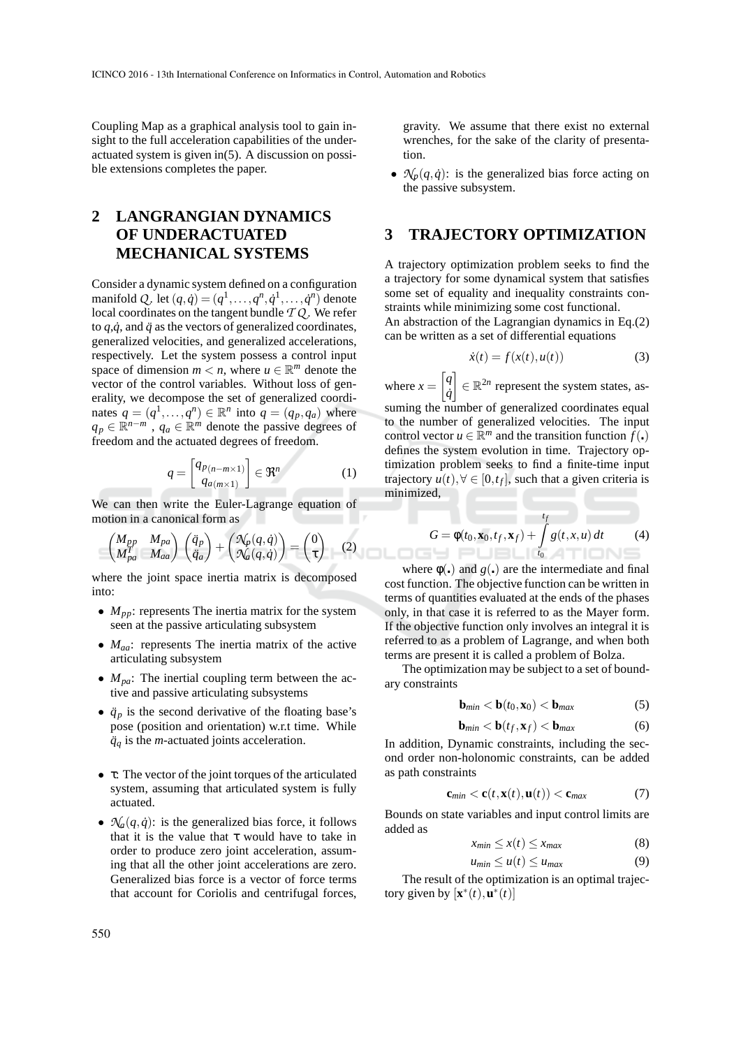Coupling Map as a graphical analysis tool to gain insight to the full acceleration capabilities of the underactuated system is given in(5). A discussion on possible extensions completes the paper.

## 2 LANGRANGIAN DYNAMICS OF UNDERACTUATED MECHANICAL SYSTEMS

Consider a dynamic system defined on a configuration manifold $Q$. let $(q,\dot{q}) = (q^1,\ldots,q^n,\dot{q}^1,\ldots,\dot{q}^n)$ denote local coordinates on the tangent bundle $TQ$. We refer to $q$,$\dot{q}$, and $\ddot{q}$ as the vectors of generalized coordinates, generalized velocities, and generalized accelerations, respectively. Let the system possess a control input space of dimension $m < n$, where $u \in \mathbb{R}^m$ denote the vector of the control variables. Without loss of generality, we decompose the set of generalized coordinates $q = (q^1,\ldots,q^n) \in \mathbb{R}^n$ into $q = (q_p, q_a)$ where $q_p \in \mathbb{R}^{n-m}$ , $q_a \in \mathbb{R}^m$ denote the passive degrees of freedom and the actuated degrees of freedom.

$$q = \begin{bmatrix} q_{p_{(n-m\times 1)}} \\ q_{a_{(m\times 1)}} \end{bmatrix} \in \Re^n \tag{1}$$

We can then write the Euler-Lagrange equation of motion in a canonical form as

$$\begin{pmatrix} M_{pp} & M_{pa} \\ M_{pa}^T & M_{aa} \end{pmatrix} \begin{pmatrix} \ddot{q}_p \\ \ddot{q}_a \end{pmatrix} + \begin{pmatrix} \mathcal{N}_p(q,\dot{q}) \\ \mathcal{N}_a(q,\dot{q}) \end{pmatrix} = \begin{pmatrix} 0 \\ \tau \end{pmatrix} \tag{2}$$

where the joint space inertia matrix is decomposed into:

- $M_{pp}$: represents The inertia matrix for the system seen at the passive articulating subsystem
- $M_{aa}$: represents The inertia matrix of the active articulating subsystem
- $M_{pa}$: The inertial coupling term between the active and passive articulating subsystems
- $\ddot{q}_p$ is the second derivative of the floating base's pose (position and orientation) w.r.t time. While $\ddot{q}_q$ is the $m$-actuated joints acceleration.
- $\tau$: The vector of the joint torques of the articulated system, assuming that articulated system is fully actuated.
- $\mathcal{N}_a(q,\dot{q})$: is the generalized bias force, it follows that it is the value that $\tau$ would have to take in order to produce zero joint acceleration, assuming that all the other joint accelerations are zero. Generalized bias force is a vector of force terms that account for Coriolis and centrifugal forces, gravity. We assume that there exist no external wrenches, for the sake of the clarity of presentation.
- $\mathcal{N}_p(q,\dot{q})$: is the generalized bias force acting on the passive subsystem.

## 3 TRAJECTORY OPTIMIZATION

A trajectory optimization problem seeks to find the a trajectory for some dynamical system that satisfies some set of equality and inequality constraints constraints while minimizing some cost functional.
An abstraction of the Lagrangian dynamics in Eq.(2) can be written as a set of differential equations

$$\dot{x}(t) = f(x(t), u(t)) \tag{3}$$

where $x = \begin{bmatrix} q \\ \dot{q} \end{bmatrix} \in \mathbb{R}^{2n}$ represent the system states, assuming the number of generalized coordinates equal to the number of generalized velocities. The input control vector $u \in \mathbb{R}^m$ and the transition function $f(.)$ defines the system evolution in time. Trajectory optimization problem seeks to find a finite-time input trajectory $u(t), \forall \in [0,t_f]$, such that a given criteria is minimized,

$$G = \phi(t_0, \mathbf{x}_0, t_f, \mathbf{x}_f) + \int_{t_0}^{t_f} g(t,x,u)\, dt \tag{4}$$

where $\phi(.)$ and $g(.)$ are the intermediate and final cost function. The objective function can be written in terms of quantities evaluated at the ends of the phases only, in that case it is referred to as the Mayer form. If the objective function only involves an integral it is referred to as a problem of Lagrange, and when both terms are present it is called a problem of Bolza.

The optimization may be subject to a set of boundary constraints

$$\mathbf{b}_{min} < \mathbf{b}(t_0, \mathbf{x}_0) < \mathbf{b}_{max} \tag{5}$$

$$\mathbf{b}_{min} < \mathbf{b}(t_f, \mathbf{x}_f) < \mathbf{b}_{max} \tag{6}$$

In addition, Dynamic constraints, including the second order non-holonomic constraints, can be added as path constraints

$$\mathbf{c}_{min} < \mathbf{c}(t, \mathbf{x}(t), \mathbf{u}(t)) < \mathbf{c}_{max} \tag{7}$$

Bounds on state variables and input control limits are added as

$$x_{min} \leq x(t) \leq x_{max} \tag{8}$$

$$u_{min} \leq u(t) \leq u_{max} \tag{9}$$

The result of the optimization is an optimal trajectory given by $[\mathbf{x}^*(t), \mathbf{u}^*(t)]$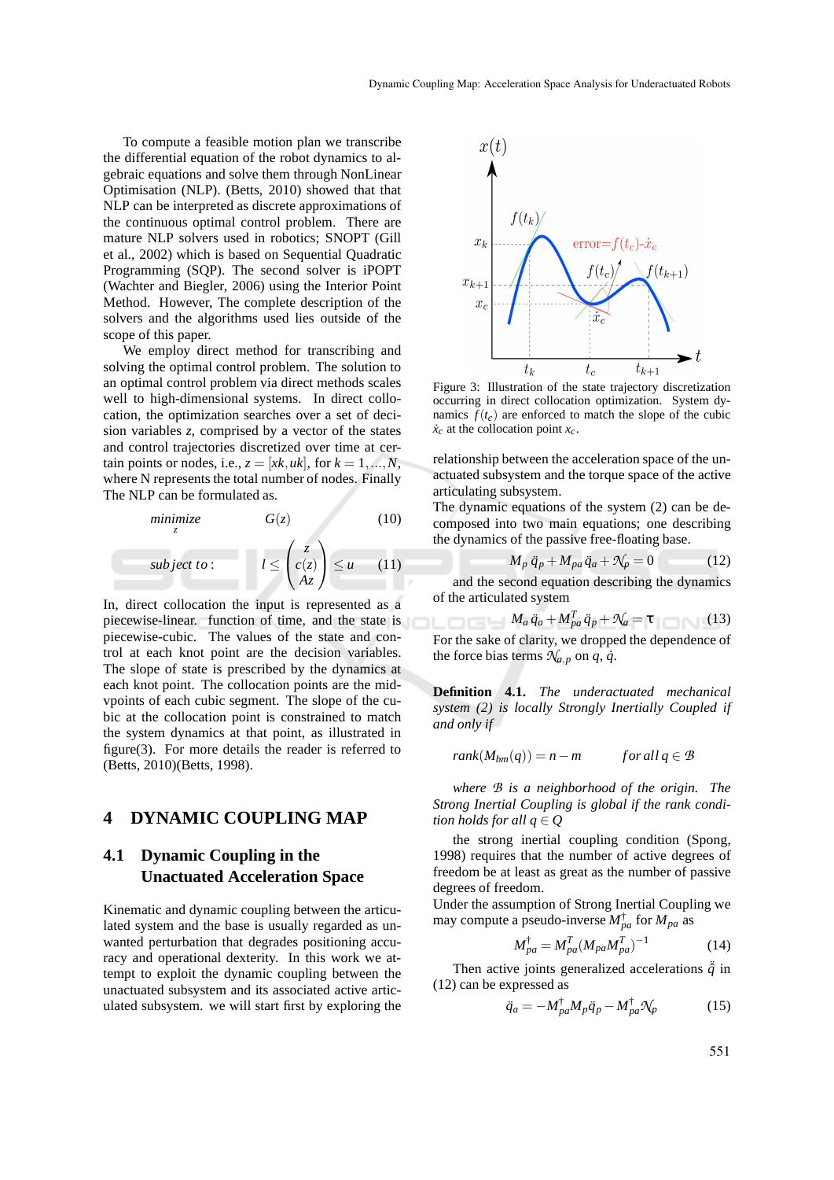To compute a feasible motion plan we transcribe the differential equation of the robot dynamics to algebraic equations and solve them through NonLinear Optimisation (NLP). (Betts, 2010) showed that that NLP can be interpreted as discrete approximations of the continuous optimal control problem. There are mature NLP solvers used in robotics; SNOPT (Gill et al., 2002) which is based on Sequential Quadratic Programming (SQP). The second solver is iPOPT (Wachter and Biegler, 2006) using the Interior Point Method. However, The complete description of the solvers and the algorithms used lies outside of the scope of this paper.

We employ direct method for transcribing and solving the optimal control problem. The solution to an optimal control problem via direct methods scales well to high-dimensional systems. In direct collocation, the optimization searches over a set of decision variables $z$, comprised by a vector of the states and control trajectories discretized over time at certain points or nodes, i.e., $z = [xk, uk]$, for $k = 1, \ldots, N$, where N represents the total number of nodes. Finally The NLP can be formulated as.

$$\underset{z}{minimize} \qquad G(z) \tag{10}$$

$$subject\ to: \qquad l \leq \begin{pmatrix} z \\ c(z) \\ Az \end{pmatrix} \leq u \tag{11}$$

In, direct collocation the input is represented as a piecewise-linear. function of time, and the state is piecewise-cubic. The values of the state and control at each knot point are the decision variables. The slope of state is prescribed by the dynamics at each knot point. The collocation points are the midvpoints of each cubic segment. The slope of the cubic at the collocation point is constrained to match the system dynamics at that point, as illustrated in figure(3). For more details the reader is referred to (Betts, 2010)(Betts, 1998).

Figure 3: Illustration of the state trajectory discretization occurring in direct collocation optimization. System dynamics $f(t_c)$ are enforced to match the slope of the cubic $\dot{x}_c$ at the collocation point $x_c$.

## 4 DYNAMIC COUPLING MAP

### 4.1 Dynamic Coupling in the Unactuated Acceleration Space

Kinematic and dynamic coupling between the articulated system and the base is usually regarded as unwanted perturbation that degrades positioning accuracy and operational dexterity. In this work we attempt to exploit the dynamic coupling between the unactuated subsystem and its associated active articulated subsystem. we will start first by exploring the relationship between the acceleration space of the unactuated subsystem and the torque space of the active articulating subsystem.

The dynamic equations of the system (2) can be decomposed into two main equations; one describing the dynamics of the passive free-floating base.

$$M_p\,\ddot{q}_p + M_{pa}\,\ddot{q}_a + \mathcal{N}_p = 0 \tag{12}$$

and the second equation describing the dynamics of the articulated system

$$M_a\,\ddot{q}_a + M_{pa}^T\,\ddot{q}_p + \mathcal{N}_a = \tau \tag{13}$$

For the sake of clarity, we dropped the dependence of the force bias terms $\mathcal{N}_{a,p}$ on $q$, $\dot{q}$.

**Definition 4.1.** *The underactuated mechanical system (2) is locally Strongly Inertially Coupled if and only if*

$$rank(M_{bm}(q)) = n - m \qquad for\, all\, q \in \mathcal{B}$$

*where $\mathcal{B}$ is a neighborhood of the origin. The Strong Inertial Coupling is global if the rank condition holds for all $q \in Q$*

the strong inertial coupling condition (Spong, 1998) requires that the number of active degrees of freedom be at least as great as the number of passive degrees of freedom.

Under the assumption of Strong Inertial Coupling we may compute a pseudo-inverse $M_{pa}^{\dagger}$ for $M_{pa}$ as

$$M_{pa}^{\dagger} = M_{pa}^T (M_{pa} M_{pa}^T)^{-1} \tag{14}$$

Then active joints generalized accelerations $\ddot{q}$ in (12) can be expressed as

$$\ddot{q}_a = -M_{pa}^{\dagger} M_p \ddot{q}_p - M_{pa}^{\dagger} \mathcal{N}_p \tag{15}$$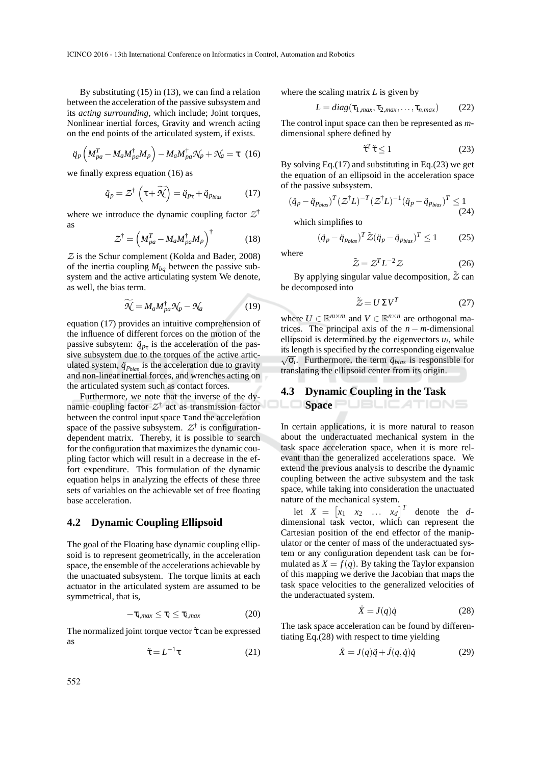By substituting (15) in (13), we can find a relation between the acceleration of the passive subsystem and its *acting surrounding*, which include; Joint torques, Nonlinear inertial forces, Gravity and wrench acting on the end points of the articulated system, if exists.

$$\ddot{q}_p \left( M_{pa}^T - M_a M_{pa}^\dagger M_p \right) - M_a M_{pa}^\dagger \mathcal{N}_p + \mathcal{N}_a = \tau \quad (16)$$

we finally express equation (16) as

$$\ddot{q}_p = \mathcal{Z}^\dagger \left( \tau + \widetilde{\mathcal{N}} \right) = \ddot{q}_{p_\tau} + \ddot{q}_{p_{bias}} \quad (17)$$

where we introduce the dynamic coupling factor $\mathcal{Z}^\dagger$ as

$$\mathcal{Z}^\dagger = \left( M_{pa}^T - M_a M_{pa}^\dagger M_p \right)^\dagger \quad (18)$$

$\mathcal{Z}$ is the Schur complement (Kolda and Bader, 2008) of the inertia coupling $M_{bq}$ between the passive subsystem and the active articulating system We denote, as well, the bias term.

$$\widetilde{\mathcal{N}} = M_a M_{pa}^\dagger \mathcal{N}_p - \mathcal{N}_a \quad (19)$$

equation (17) provides an intuitive comprehension of the influence of different forces on the motion of the passive subsytem: $\ddot{q}_{p_\tau}$ is the acceleration of the passive subsystem due to the torques of the active articulated system, $\ddot{q}_{p_{bias}}$ is the acceleration due to gravity and non-linear inertial forces, and wrenches acting on the articulated system such as contact forces.

Furthermore, we note that the inverse of the dynamic coupling factor $\mathcal{Z}^\dagger$ act as transmission factor between the control input space $\tau$ and the acceleration space of the passive subsystem. $\mathcal{Z}^\dagger$ is configuration-dependent matrix. Thereby, it is possible to search for the configuration that maximizes the dynamic coupling factor which will result in a decrease in the effort expenditure. This formulation of the dynamic equation helps in analyzing the effects of these three sets of variables on the achievable set of free floating base acceleration.

## 4.2 Dynamic Coupling Ellipsoid

The goal of the Floating base dynamic coupling ellipsoid is to represent geometrically, in the acceleration space, the ensemble of the accelerations achievable by the unactuated subsystem. The torque limits at each actuator in the articulated system are assumed to be symmetrical, that is,

$$-\tau_{i,max} \leq \tau_i \leq \tau_{i,max} \quad (20)$$

The normalized joint torque vector $\tilde{\tau}$ can be expressed as

$$\tilde{\tau} = L^{-1}\tau \quad (21)$$

where the scaling matrix $L$ is given by

$$L = diag(\tau_{1,max}, \tau_{2,max}, \ldots, \tau_{n,max}) \quad (22)$$

The control input space can then be represented as $m$-dimensional sphere defined by

$$\tilde{\tau}^T \tilde{\tau} \leq 1 \quad (23)$$

By solving Eq.(17) and substituting in Eq.(23) we get the equation of an ellipsoid in the acceleration space of the passive subsystem.

$$(\ddot{q}_p - \ddot{q}_{p_{bias}})^T (\mathcal{Z}^\dagger L)^{-T} (\mathcal{Z}^\dagger L)^{-1} (\ddot{q}_p - \ddot{q}_{p_{bias}})^T \leq 1 \quad (24)$$

which simplifies to

$$(\ddot{q}_p - \ddot{q}_{p_{bias}})^T \tilde{\mathcal{Z}} (\ddot{q}_p - \ddot{q}_{p_{bias}})^T \leq 1 \quad (25)$$

where

$$\tilde{\mathcal{Z}} = \mathcal{Z}^T L^{-2} \mathcal{Z} \quad (26)$$

By applying singular value decomposition, $\tilde{\mathcal{Z}}$ can be decomposed into

$$\tilde{\mathcal{Z}} = U \Sigma V^T \quad (27)$$

where $U \in \mathbb{R}^{m \times m}$ and $V \in \mathbb{R}^{n \times n}$ are orthogonal matrices. The principal axis of the $n-m$-dimensional ellipsoid is determined by the eigenvectors $u_i$, while its length is specified by the corresponding eigenvalue $\sqrt{\sigma_i}$. Furthermore, the term $\ddot{q}_{bias}$ is responsible for translating the ellipsoid center from its origin.

## 4.3 Dynamic Coupling in the Task Space

In certain applications, it is more natural to reason about the underactuated mechanical system in the task space acceleration space, when it is more relevant than the generalized accelerations space. We extend the previous analysis to describe the dynamic coupling between the active subsystem and the task space, while taking into consideration the unactuated nature of the mechanical system.

let $X = \begin{bmatrix} x_1 & x_2 & \ldots & x_d \end{bmatrix}^T$ denote the $d$-dimensional task vector, which can represent the Cartesian position of the end effector of the manipulator or the center of mass of the underactuated system or any configuration dependent task can be formulated as $X = f(q)$. By taking the Taylor expansion of this mapping we derive the Jacobian that maps the task space velocities to the generalized velocities of the underactuated system.

$$\dot{X} = J(q)\dot{q} \quad (28)$$

The task space acceleration can be found by differentiating Eq.(28) with respect to time yielding

$$\ddot{X} = J(q)\ddot{q} + \dot{J}(q,\dot{q})\dot{q} \quad (29)$$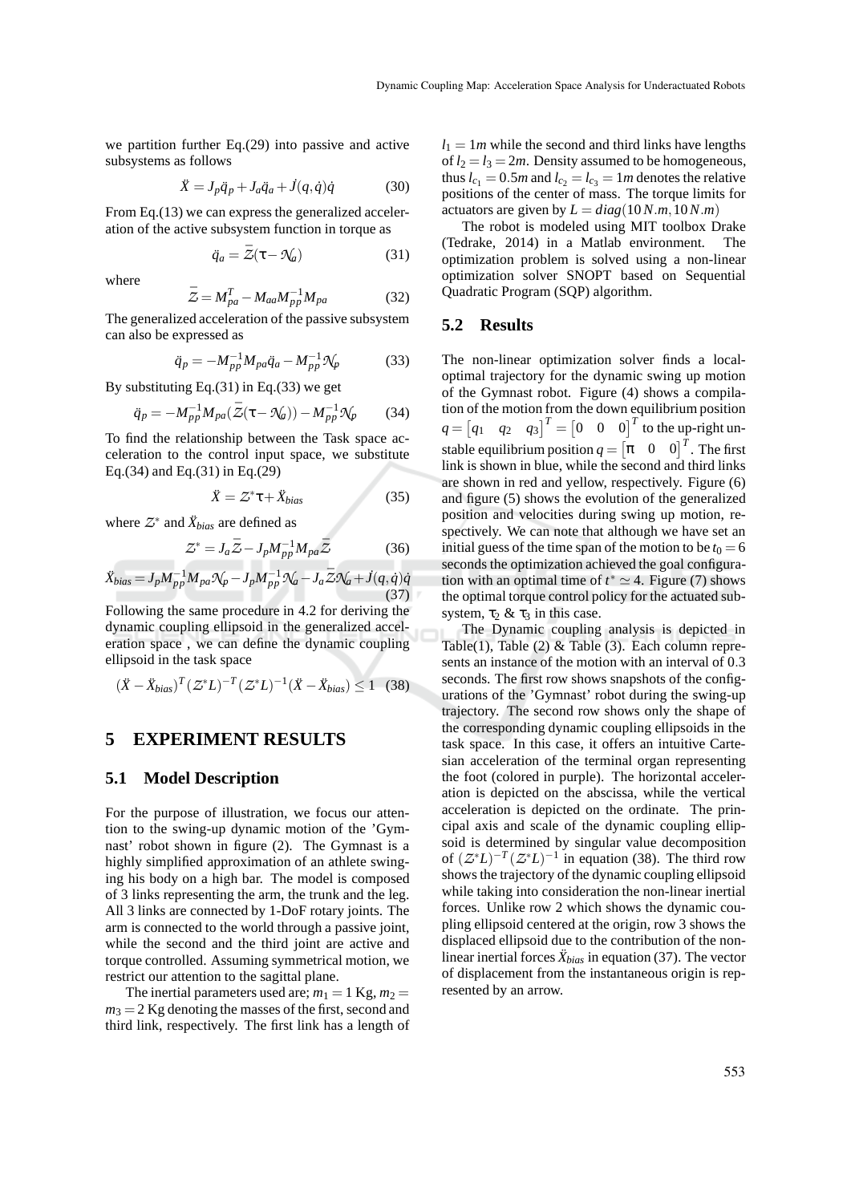we partition further Eq.(29) into passive and active subsystems as follows

$$\ddot{X} = J_p\ddot{q}_p + J_a\ddot{q}_a + \dot{J}(q,\dot{q})\dot{q} \tag{30}$$

From Eq.(13) we can express the generalized acceleration of the active subsystem function in torque as

$$\ddot{q}_a = \bar{\mathcal{Z}}(\tau - \mathcal{N}_a) \tag{31}$$

where

$$\bar{\mathcal{Z}} = M_{pa}^T - M_{aa}M_{pp}^{-1}M_{pa} \tag{32}$$

The generalized acceleration of the passive subsystem can also be expressed as

$$\ddot{q}_p = -M_{pp}^{-1}M_{pa}\ddot{q}_a - M_{pp}^{-1}\mathcal{N}_p \tag{33}$$

By substituting Eq.(31) in Eq.(33) we get

$$\ddot{q}_p = -M_{pp}^{-1}M_{pa}(\bar{\mathcal{Z}}(\tau - \mathcal{N}_a)) - M_{pp}^{-1}\mathcal{N}_p \tag{34}$$

To find the relationship between the Task space acceleration to the control input space, we substitute Eq.(34) and Eq.(31) in Eq.(29)

$$\ddot{X} = \mathcal{Z}^*\tau + \ddot{X}_{bias} \tag{35}$$

where $\mathcal{Z}^*$ and $\ddot{X}_{bias}$ are defined as

$$\mathcal{Z}^* = J_a\bar{\mathcal{Z}} - J_pM_{pp}^{-1}M_{pa}\bar{\mathcal{Z}} \tag{36}$$

$$\ddot{X}_{bias} = J_pM_{pp}^{-1}M_{pa}\mathcal{N}_p - J_pM_{pp}^{-1}\mathcal{N}_a - J_a\bar{\mathcal{Z}}\mathcal{N}_a + \dot{J}(q,\dot{q})\dot{q} \tag{37}$$

Following the same procedure in 4.2 for deriving the dynamic coupling ellipsoid in the generalized acceleration space , we can define the dynamic coupling ellipsoid in the task space

$$(\ddot{X} - \ddot{X}_{bias})^T(\mathcal{Z}^*L)^{-T}(\mathcal{Z}^*L)^{-1}(\ddot{X} - \ddot{X}_{bias}) \leq 1 \tag{38}$$

# 5 EXPERIMENT RESULTS

## 5.1 Model Description

For the purpose of illustration, we focus our attention to the swing-up dynamic motion of the 'Gymnast' robot shown in figure (2). The Gymnast is a highly simplified approximation of an athlete swinging his body on a high bar. The model is composed of 3 links representing the arm, the trunk and the leg. All 3 links are connected by 1-DoF rotary joints. The arm is connected to the world through a passive joint, while the second and the third joint are active and torque controlled. Assuming symmetrical motion, we restrict our attention to the sagittal plane.

The inertial parameters used are; $m_1 = 1$ Kg, $m_2 = m_3 = 2$ Kg denoting the masses of the first, second and third link, respectively. The first link has a length of $l_1 = 1m$ while the second and third links have lengths of $l_2 = l_3 = 2m$. Density assumed to be homogeneous, thus $l_{c_1} = 0.5m$ and $l_{c_2} = l_{c_3} = 1m$ denotes the relative positions of the center of mass. The torque limits for actuators are given by $L = diag(10\,N.m, 10\,N.m)$

The robot is modeled using MIT toolbox Drake (Tedrake, 2014) in a Matlab environment. The optimization problem is solved using a non-linear optimization solver SNOPT based on Sequential Quadratic Program (SQP) algorithm.

## 5.2 Results

The non-linear optimization solver finds a local-optimal trajectory for the dynamic swing up motion of the Gymnast robot. Figure (4) shows a compilation of the motion from the down equilibrium position $q = \begin{bmatrix} q_1 & q_2 & q_3 \end{bmatrix}^T = \begin{bmatrix} 0 & 0 & 0 \end{bmatrix}^T$ to the up-right unstable equilibrium position $q = \begin{bmatrix} \pi & 0 & 0 \end{bmatrix}^T$. The first link is shown in blue, while the second and third links are shown in red and yellow, respectively. Figure (6) and figure (5) shows the evolution of the generalized position and velocities during swing up motion, respectively. We can note that although we have set an initial guess of the time span of the motion to be $t_0 = 6$ seconds the optimization achieved the goal configuration with an optimal time of $t^* \simeq 4$. Figure (7) shows the optimal torque control policy for the actuated subsystem, $\tau_2$ & $\tau_3$ in this case.

The Dynamic coupling analysis is depicted in Table(1), Table (2) & Table (3). Each column represents an instance of the motion with an interval of 0.3 seconds. The first row shows snapshots of the configurations of the 'Gymnast' robot during the swing-up trajectory. The second row shows only the shape of the corresponding dynamic coupling ellipsoids in the task space. In this case, it offers an intuitive Cartesian acceleration of the terminal organ representing the foot (colored in purple). The horizontal acceleration is depicted on the abscissa, while the vertical acceleration is depicted on the ordinate. The principal axis and scale of the dynamic coupling ellipsoid is determined by singular value decomposition of $(\mathcal{Z}^*L)^{-T}(\mathcal{Z}^*L)^{-1}$ in equation (38). The third row shows the trajectory of the dynamic coupling ellipsoid while taking into consideration the non-linear inertial forces. Unlike row 2 which shows the dynamic coupling ellipsoid centered at the origin, row 3 shows the displaced ellipsoid due to the contribution of the non-linear inertial forces $\ddot{X}_{bias}$ in equation (37). The vector of displacement from the instantaneous origin is represented by an arrow.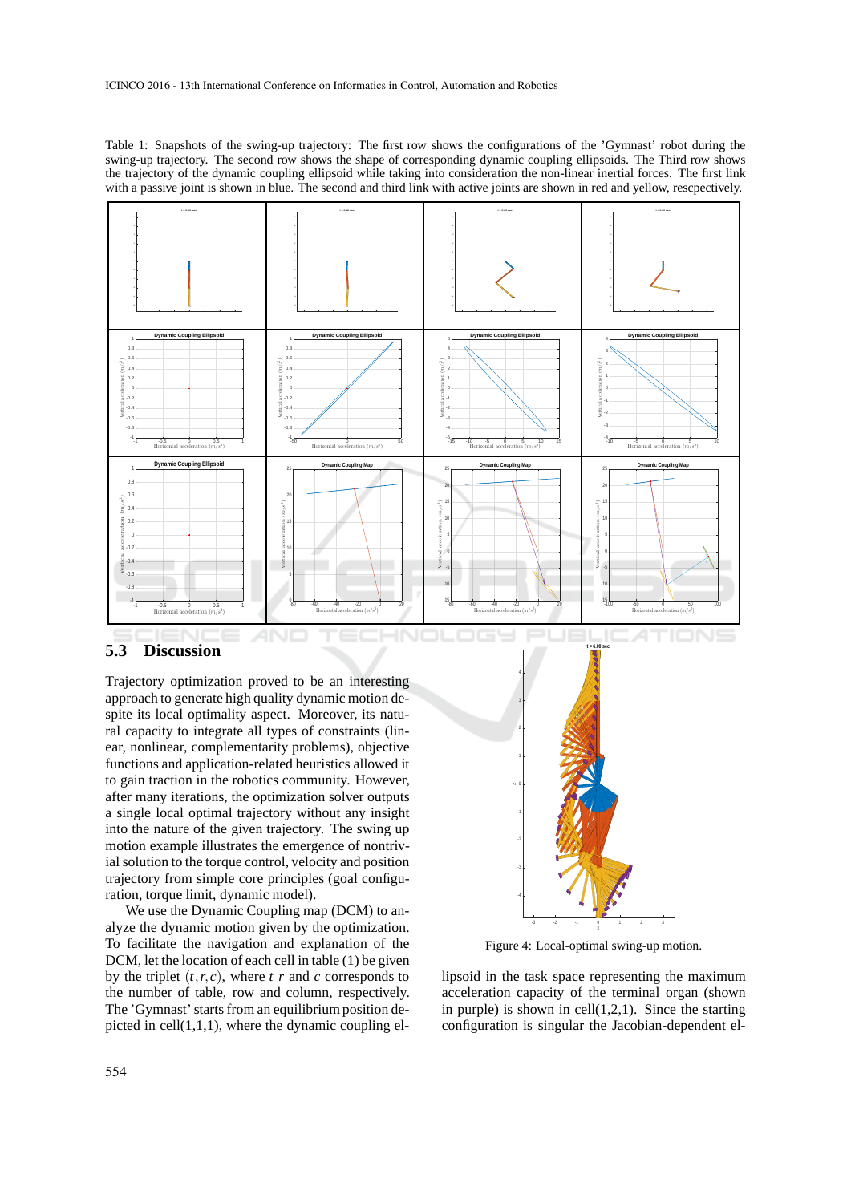Table 1: Snapshots of the swing-up trajectory: The first row shows the configurations of the 'Gymnast' robot during the swing-up trajectory. The second row shows the shape of corresponding dynamic coupling ellipsoids. The Third row shows the trajectory of the dynamic coupling ellipsoid while taking into consideration the non-linear inertial forces. The first link with a passive joint is shown in blue. The second and third link with active joints are shown in red and yellow, rescpectively.

## 5.3 Discussion

Trajectory optimization proved to be an interesting approach to generate high quality dynamic motion despite its local optimality aspect. Moreover, its natural capacity to integrate all types of constraints (linear, nonlinear, complementarity problems), objective functions and application-related heuristics allowed it to gain traction in the robotics community. However, after many iterations, the optimization solver outputs a single local optimal trajectory without any insight into the nature of the given trajectory. The swing up motion example illustrates the emergence of nontrivial solution to the torque control, velocity and position trajectory from simple core principles (goal configuration, torque limit, dynamic model).

We use the Dynamic Coupling map (DCM) to analyze the dynamic motion given by the optimization. To facilitate the navigation and explanation of the DCM, let the location of each cell in table (1) be given by the triplet $(t,r,c)$, where $t$ $r$ and $c$ corresponds to the number of table, row and column, respectively. The 'Gymnast' starts from an equilibrium position depicted in cell(1,1,1), where the dynamic coupling ellipsoid in the task space representing the maximum acceleration capacity of the terminal organ (shown in purple) is shown in cell(1,2,1). Since the starting configuration is singular the Jacobian-dependent el-

Figure 4: Local-optimal swing-up motion.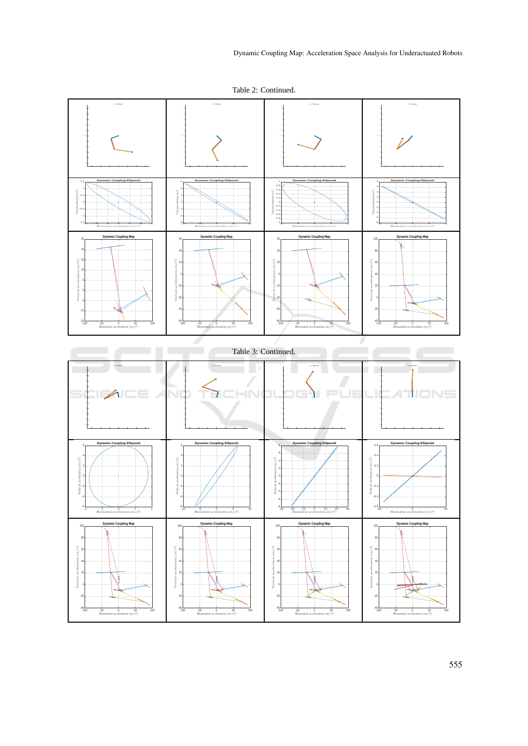Table 2: Continued.

Table 3: Continued.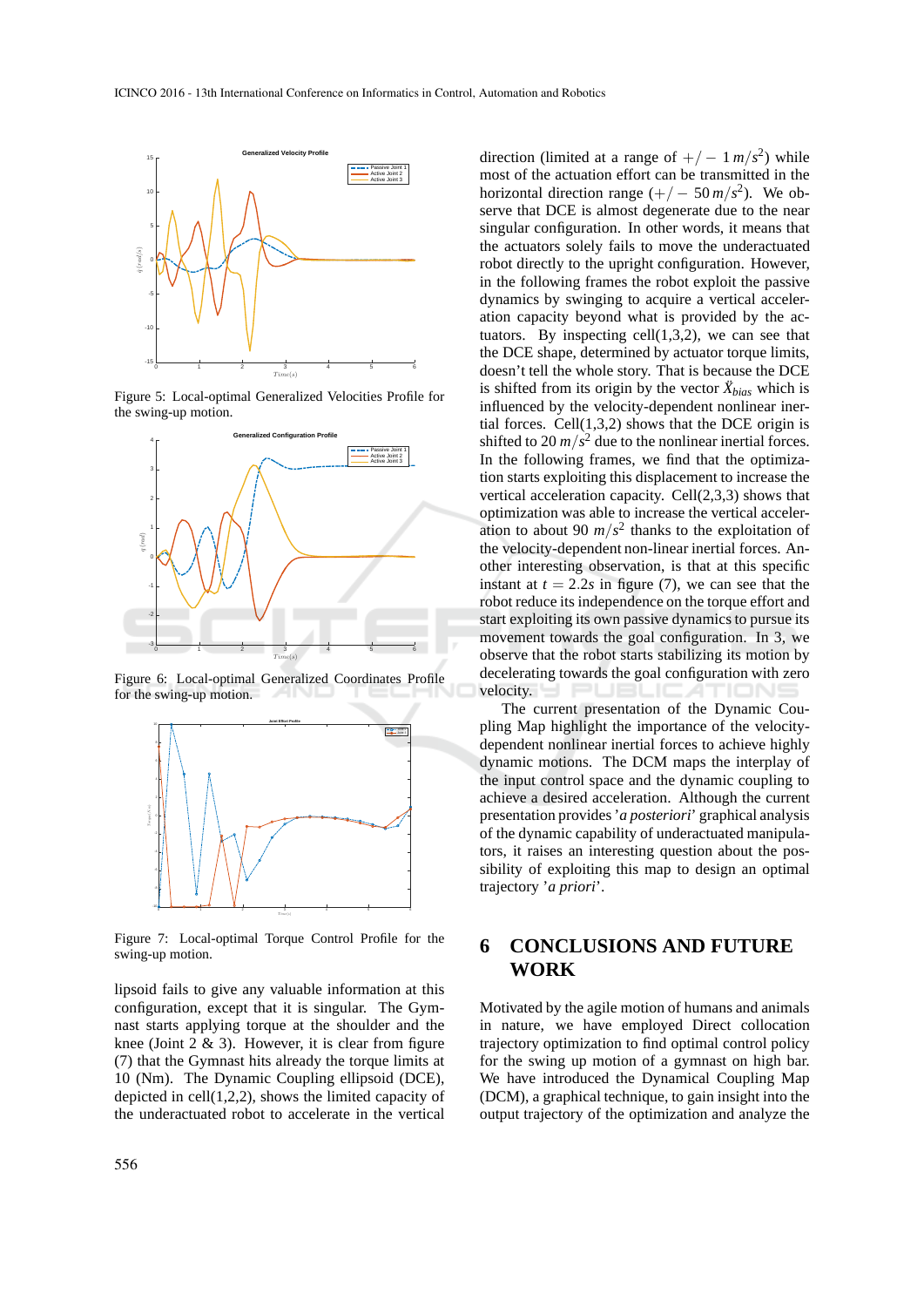Figure 5: Local-optimal Generalized Velocities Profile for the swing-up motion.

Figure 6: Local-optimal Generalized Coordinates Profile for the swing-up motion.

Figure 7: Local-optimal Torque Control Profile for the swing-up motion.

lipsoid fails to give any valuable information at this configuration, except that it is singular. The Gymnast starts applying torque at the shoulder and the knee (Joint 2 & 3). However, it is clear from figure (7) that the Gymnast hits already the torque limits at 10 (Nm). The Dynamic Coupling ellipsoid (DCE), depicted in cell(1,2,2), shows the limited capacity of the underactuated robot to accelerate in the vertical direction (limited at a range of $+/-\ 1\,m/s^2$) while most of the actuation effort can be transmitted in the horizontal direction range ($+/-\ 50\,m/s^2$). We observe that DCE is almost degenerate due to the near singular configuration. In other words, it means that the actuators solely fails to move the underactuated robot directly to the upright configuration. However, in the following frames the robot exploit the passive dynamics by swinging to acquire a vertical acceleration capacity beyond what is provided by the actuators. By inspecting cell(1,3,2), we can see that the DCE shape, determined by actuator torque limits, doesn't tell the whole story. That is because the DCE is shifted from its origin by the vector $\ddot{X}_{bias}$ which is influenced by the velocity-dependent nonlinear inertial forces. Cell(1,3,2) shows that the DCE origin is shifted to 20 $m/s^2$ due to the nonlinear inertial forces. In the following frames, we find that the optimization starts exploiting this displacement to increase the vertical acceleration capacity. Cell(2,3,3) shows that optimization was able to increase the vertical acceleration to about 90 $m/s^2$ thanks to the exploitation of the velocity-dependent non-linear inertial forces. Another interesting observation, is that at this specific instant at $t = 2.2s$ in figure (7), we can see that the robot reduce its independence on the torque effort and start exploiting its own passive dynamics to pursue its movement towards the goal configuration. In 3, we observe that the robot starts stabilizing its motion by decelerating towards the goal configuration with zero velocity.

The current presentation of the Dynamic Coupling Map highlight the importance of the velocity-dependent nonlinear inertial forces to achieve highly dynamic motions. The DCM maps the interplay of the input control space and the dynamic coupling to achieve a desired acceleration. Although the current presentation provides '*a posteriori*' graphical analysis of the dynamic capability of underactuated manipulators, it raises an interesting question about the possibility of exploiting this map to design an optimal trajectory '*a priori*'.

## 6 CONCLUSIONS AND FUTURE WORK

Motivated by the agile motion of humans and animals in nature, we employed Direct collocation trajectory optimization to find optimal control policy for the swing up motion of a gymnast on high bar. We have introduced the Dynamical Coupling Map (DCM), a graphical technique, to gain insight into the output trajectory of the optimization and analyze the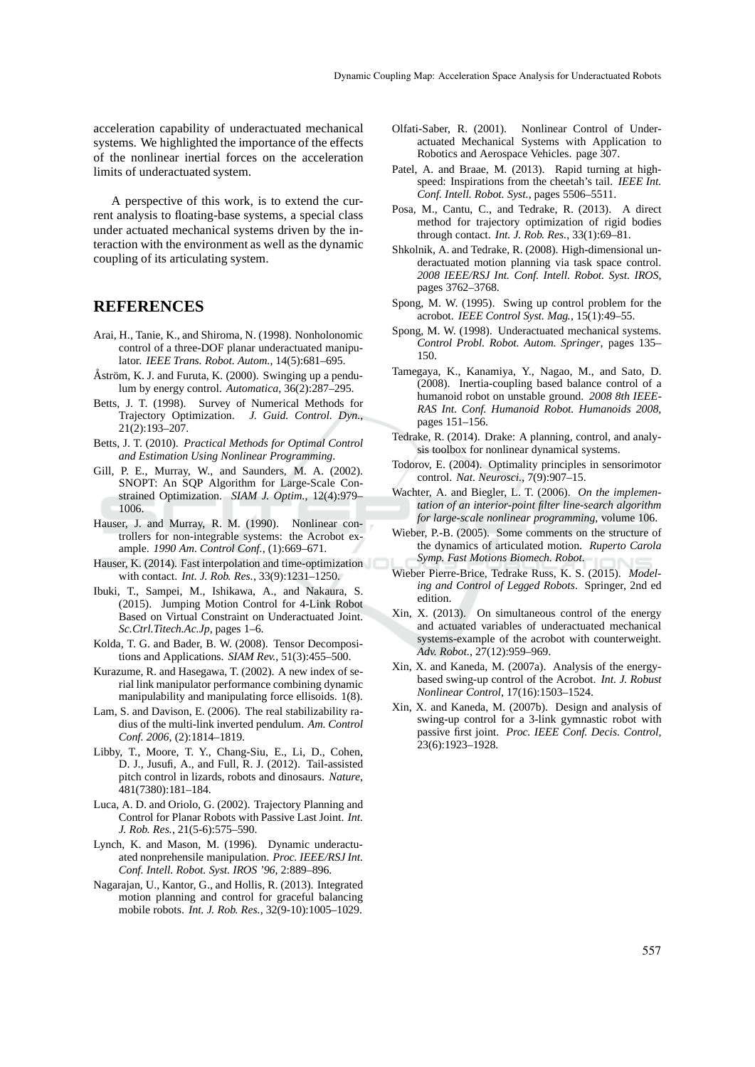acceleration capability of underactuated mechanical systems. We highlighted the importance of the effects of the nonlinear inertial forces on the acceleration limits of underactuated system.

A perspective of this work, is to extend the current analysis to floating-base systems, a special class under actuated mechanical systems driven by the interaction with the environment as well as the dynamic coupling of its articulating system.

## REFERENCES

Arai, H., Tanie, K., and Shiroma, N. (1998). Nonholonomic control of a three-DOF planar underactuated manipulator. *IEEE Trans. Robot. Autom.*, 14(5):681–695.

Åström, K. J. and Furuta, K. (2000). Swinging up a pendulum by energy control. *Automatica*, 36(2):287–295.

Betts, J. T. (1998). Survey of Numerical Methods for Trajectory Optimization. *J. Guid. Control. Dyn.*, 21(2):193–207.

Betts, J. T. (2010). *Practical Methods for Optimal Control and Estimation Using Nonlinear Programming*.

Gill, P. E., Murray, W., and Saunders, M. A. (2002). SNOPT: An SQP Algorithm for Large-Scale Constrained Optimization. *SIAM J. Optim.*, 12(4):979–1006.

Hauser, J. and Murray, R. M. (1990). Nonlinear controllers for non-integrable systems: the Acrobot example. *1990 Am. Control Conf.*, (1):669–671.

Hauser, K. (2014). Fast interpolation and time-optimization with contact. *Int. J. Rob. Res.*, 33(9):1231–1250.

Ibuki, T., Sampei, M., Ishikawa, A., and Nakaura, S. (2015). Jumping Motion Control for 4-Link Robot Based on Virtual Constraint on Underactuated Joint. *Sc.Ctrl.Titech.Ac.Jp*, pages 1–6.

Kolda, T. G. and Bader, B. W. (2008). Tensor Decompositions and Applications. *SIAM Rev.*, 51(3):455–500.

Kurazume, R. and Hasegawa, T. (2002). A new index of serial link manipulator performance combining dynamic manipulability and manipulating force ellisoids. 1(8).

Lam, S. and Davison, E. (2006). The real stabilizability radius of the multi-link inverted pendulum. *Am. Control Conf. 2006*, (2):1814–1819.

Libby, T., Moore, T. Y., Chang-Siu, E., Li, D., Cohen, D. J., Jusufi, A., and Full, R. J. (2012). Tail-assisted pitch control in lizards, robots and dinosaurs. *Nature*, 481(7380):181–184.

Luca, A. D. and Oriolo, G. (2002). Trajectory Planning and Control for Planar Robots with Passive Last Joint. *Int. J. Rob. Res.*, 21(5-6):575–590.

Lynch, K. and Mason, M. (1996). Dynamic underactuated nonprehensile manipulation. *Proc. IEEE/RSJ Int. Conf. Intell. Robot. Syst. IROS '96*, 2:889–896.

Nagarajan, U., Kantor, G., and Hollis, R. (2013). Integrated motion planning and control for graceful balancing mobile robots. *Int. J. Rob. Res.*, 32(9-10):1005–1029.

Olfati-Saber, R. (2001). Nonlinear Control of Underactuated Mechanical Systems with Application to Robotics and Aerospace Vehicles. page 307.

Patel, A. and Braae, M. (2013). Rapid turning at high-speed: Inspirations from the cheetah's tail. *IEEE Int. Conf. Intell. Robot. Syst.*, pages 5506–5511.

Posa, M., Cantu, C., and Tedrake, R. (2013). A direct method for trajectory optimization of rigid bodies through contact. *Int. J. Rob. Res.*, 33(1):69–81.

Shkolnik, A. and Tedrake, R. (2008). High-dimensional underactuated motion planning via task space control. *2008 IEEE/RSJ Int. Conf. Intell. Robot. Syst. IROS*, pages 3762–3768.

Spong, M. W. (1995). Swing up control problem for the acrobot. *IEEE Control Syst. Mag.*, 15(1):49–55.

Spong, M. W. (1998). Underactuated mechanical systems. *Control Probl. Robot. Autom. Springer*, pages 135–150.

Tamegaya, K., Kanamiya, Y., Nagao, M., and Sato, D. (2008). Inertia-coupling based balance control of a humanoid robot on unstable ground. *2008 8th IEEE-RAS Int. Conf. Humanoid Robot. Humanoids 2008*, pages 151–156.

Tedrake, R. (2014). Drake: A planning, control, and analysis toolbox for nonlinear dynamical systems.

Todorov, E. (2004). Optimality principles in sensorimotor control. *Nat. Neurosci.*, 7(9):907–15.

Wachter, A. and Biegler, L. T. (2006). *On the implementation of an interior-point filter line-search algorithm for large-scale nonlinear programming*, volume 106.

Wieber, P.-B. (2005). Some comments on the structure of the dynamics of articulated motion. *Ruperto Carola Symp. Fast Motions Biomech. Robot.*

Wieber Pierre-Brice, Tedrake Russ, K. S. (2015). *Modeling and Control of Legged Robots*. Springer, 2nd ed edition.

Xin, X. (2013). On simultaneous control of the energy and actuated variables of underactuated mechanical systems-example of the acrobot with counterweight. *Adv. Robot.*, 27(12):959–969.

Xin, X. and Kaneda, M. (2007a). Analysis of the energy-based swing-up control of the Acrobot. *Int. J. Robust Nonlinear Control*, 17(16):1503–1524.

Xin, X. and Kaneda, M. (2007b). Design and analysis of swing-up control for a 3-link gymnastic robot with passive first joint. *Proc. IEEE Conf. Decis. Control*, 23(6):1923–1928.